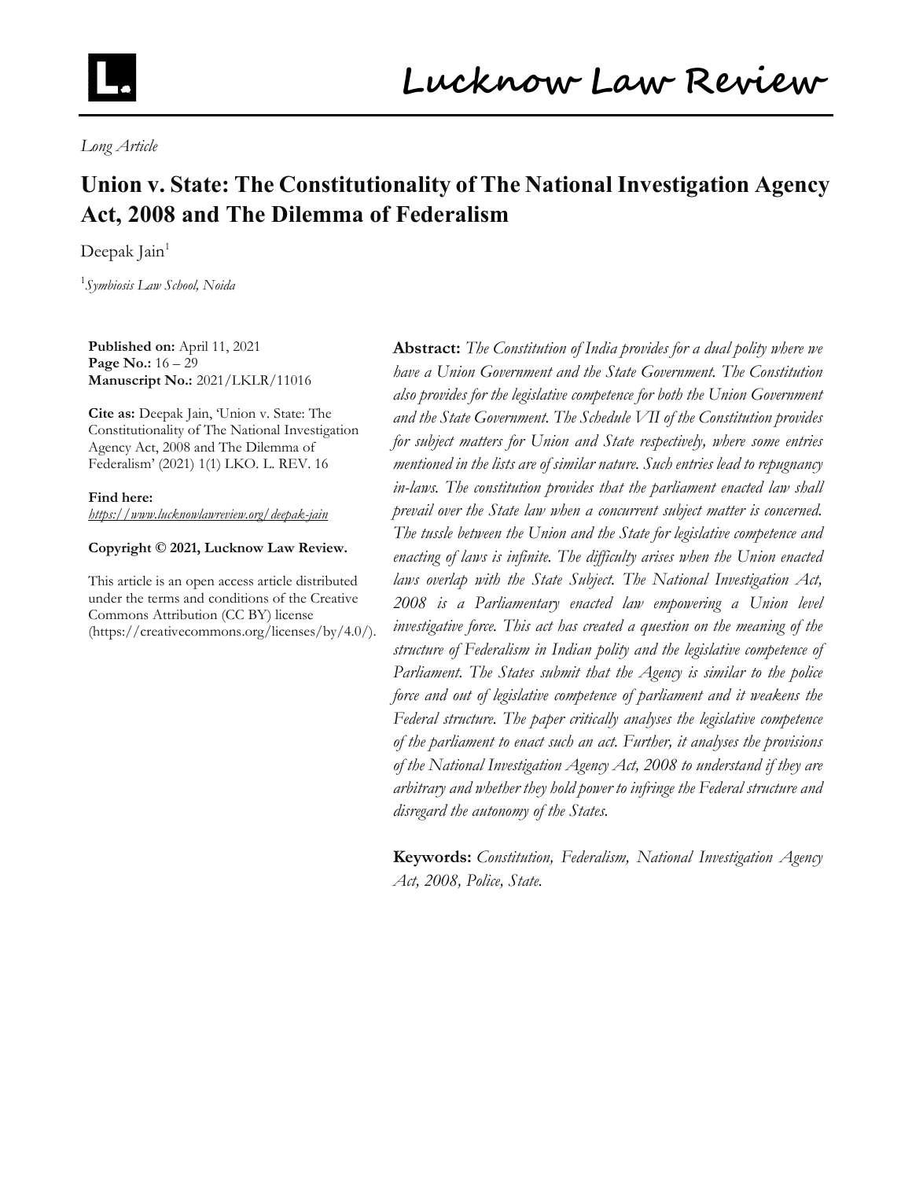*Long Article*

# Union v. State: The Constitutionality of The National Investigation Agency Act, 2008 and The Dilemma of Federalism

Deepak Jain[1]

[1]*Symbiosis Law School, Noida*

**Published on:** April 11, 2021
**Page No.:** 16 – 29
**Manuscript No.:** 2021/LKLR/11016

**Cite as:** Deepak Jain, 'Union v. State: The Constitutionality of The National Investigation Agency Act, 2008 and The Dilemma of Federalism' (2021) 1(1) LKO. L. REV. 16

**Find here:**
*https://www.lucknowlawreview.org/deepak-jain*

**Copyright © 2021, Lucknow Law Review.**

This article is an open access article distributed under the terms and conditions of the Creative Commons Attribution (CC BY) license (https://creativecommons.org/licenses/by/4.0/).

**Abstract:** *The Constitution of India provides for a dual polity where we have a Union Government and the State Government. The Constitution also provides for the legislative competence for both the Union Government and the State Government. The Schedule VII of the Constitution provides for subject matters for Union and State respectively, where some entries mentioned in the lists are of similar nature. Such entries lead to repugnancy in-laws. The constitution provides that the parliament enacted law shall prevail over the State law when a concurrent subject matter is concerned. The tussle between the Union and the State for legislative competence and enacting of laws is infinite. The difficulty arises when the Union enacted laws overlap with the State Subject. The National Investigation Act, 2008 is a Parliamentary enacted law empowering a Union level investigative force. This act has created a question on the meaning of the structure of Federalism in Indian polity and the legislative competence of Parliament. The States submit that the Agency is similar to the police force and out of legislative competence of parliament and it weakens the Federal structure. The paper critically analyses the legislative competence of the parliament to enact such an act. Further, it analyses the provisions of the National Investigation Agency Act, 2008 to understand if they are arbitrary and whether they hold power to infringe the Federal structure and disregard the autonomy of the States.*

**Keywords:** *Constitution, Federalism, National Investigation Agency Act, 2008, Police, State.*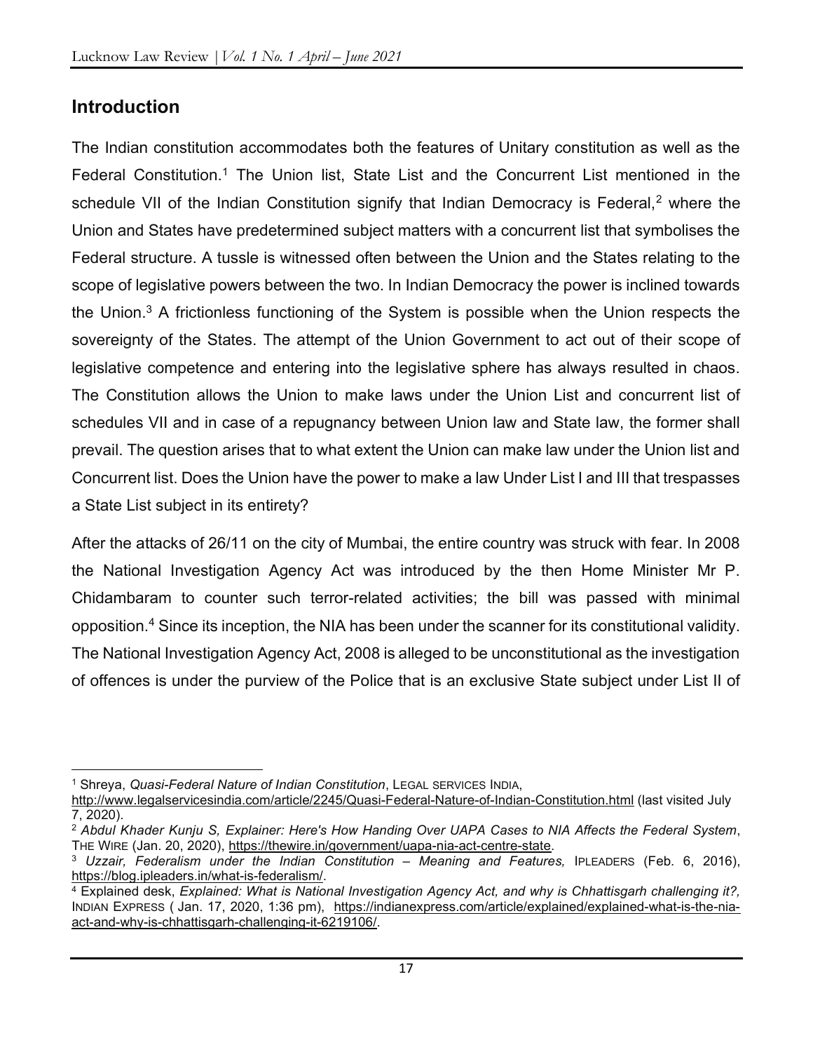## Introduction

The Indian constitution accommodates both the features of Unitary constitution as well as the Federal Constitution.[1] The Union list, State List and the Concurrent List mentioned in the schedule VII of the Indian Constitution signify that Indian Democracy is Federal,[2] where the Union and States have predetermined subject matters with a concurrent list that symbolises the Federal structure. A tussle is witnessed often between the Union and the States relating to the scope of legislative powers between the two. In Indian Democracy the power is inclined towards the Union.[3] A frictionless functioning of the System is possible when the Union respects the sovereignty of the States. The attempt of the Union Government to act out of their scope of legislative competence and entering into the legislative sphere has always resulted in chaos. The Constitution allows the Union to make laws under the Union List and concurrent list of schedules VII and in case of a repugnancy between Union law and State law, the former shall prevail. The question arises that to what extent the Union can make law under the Union list and Concurrent list. Does the Union have the power to make a law Under List I and III that trespasses a State List subject in its entirety?

After the attacks of 26/11 on the city of Mumbai, the entire country was struck with fear. In 2008 the National Investigation Agency Act was introduced by the then Home Minister Mr P. Chidambaram to counter such terror-related activities; the bill was passed with minimal opposition.[4] Since its inception, the NIA has been under the scanner for its constitutional validity. The National Investigation Agency Act, 2008 is alleged to be unconstitutional as the investigation of offences is under the purview of the Police that is an exclusive State subject under List II of

---

[1] Shreya, *Quasi-Federal Nature of Indian Constitution*, LEGAL SERVICES INDIA, http://www.legalservicesindia.com/article/2245/Quasi-Federal-Nature-of-Indian-Constitution.html (last visited July 7, 2020).

[2] *Abdul Khader Kunju S, Explainer: Here's How Handing Over UAPA Cases to NIA Affects the Federal System*, THE WIRE (Jan. 20, 2020), https://thewire.in/government/uapa-nia-act-centre-state.

[3] *Uzzair, Federalism under the Indian Constitution – Meaning and Features,* IPLEADERS (Feb. 6, 2016), https://blog.ipleaders.in/what-is-federalism/.

[4] Explained desk, *Explained: What is National Investigation Agency Act, and why is Chhattisgarh challenging it?,* INDIAN EXPRESS ( Jan. 17, 2020, 1:36 pm), https://indianexpress.com/article/explained/explained-what-is-the-nia-act-and-why-is-chhattisgarh-challenging-it-6219106/.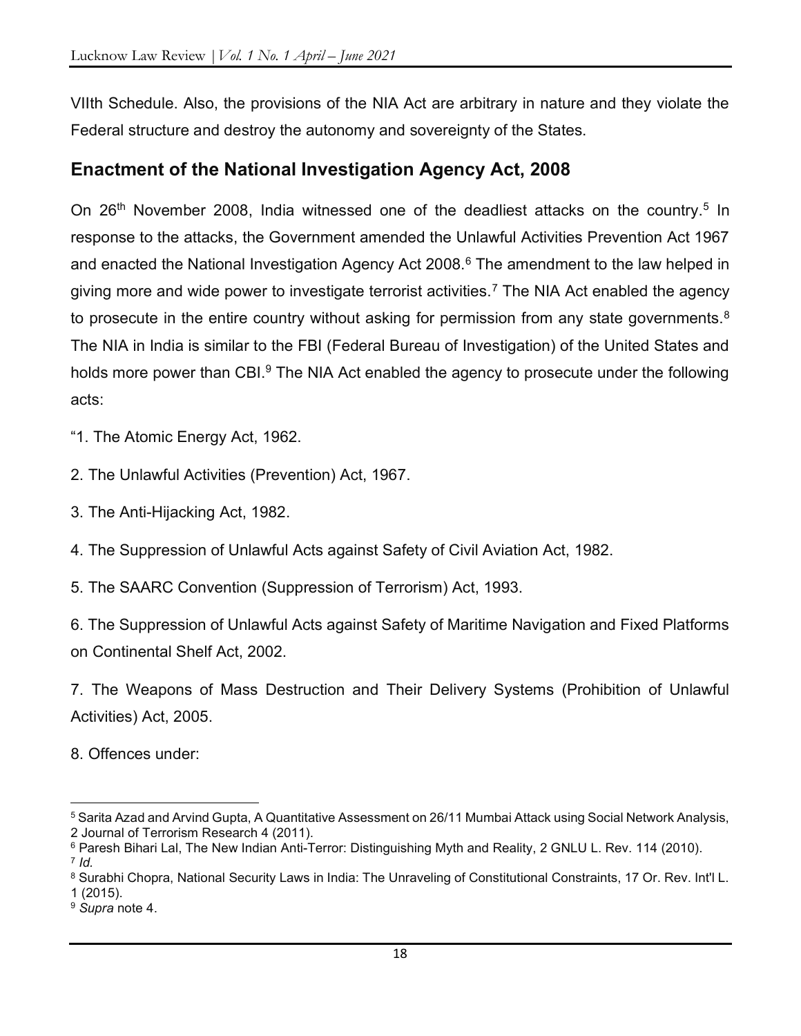VIIth Schedule. Also, the provisions of the NIA Act are arbitrary in nature and they violate the Federal structure and destroy the autonomy and sovereignty of the States.

## Enactment of the National Investigation Agency Act, 2008

On 26th November 2008, India witnessed one of the deadliest attacks on the country.[5] In response to the attacks, the Government amended the Unlawful Activities Prevention Act 1967 and enacted the National Investigation Agency Act 2008.[6] The amendment to the law helped in giving more and wide power to investigate terrorist activities.[7] The NIA Act enabled the agency to prosecute in the entire country without asking for permission from any state governments.[8] The NIA in India is similar to the FBI (Federal Bureau of Investigation) of the United States and holds more power than CBI.[9] The NIA Act enabled the agency to prosecute under the following acts:

"1. The Atomic Energy Act, 1962.

2. The Unlawful Activities (Prevention) Act, 1967.

3. The Anti-Hijacking Act, 1982.

4. The Suppression of Unlawful Acts against Safety of Civil Aviation Act, 1982.

5. The SAARC Convention (Suppression of Terrorism) Act, 1993.

6. The Suppression of Unlawful Acts against Safety of Maritime Navigation and Fixed Platforms on Continental Shelf Act, 2002.

7. The Weapons of Mass Destruction and Their Delivery Systems (Prohibition of Unlawful Activities) Act, 2005.

8. Offences under:

---

[5] Sarita Azad and Arvind Gupta, A Quantitative Assessment on 26/11 Mumbai Attack using Social Network Analysis, 2 Journal of Terrorism Research 4 (2011).

[6] Paresh Bihari Lal, The New Indian Anti-Terror: Distinguishing Myth and Reality, 2 GNLU L. Rev. 114 (2010).

[7] *Id.*

[8] Surabhi Chopra, National Security Laws in India: The Unraveling of Constitutional Constraints, 17 Or. Rev. Int'l L. 1 (2015).

[9] *Supra* note 4.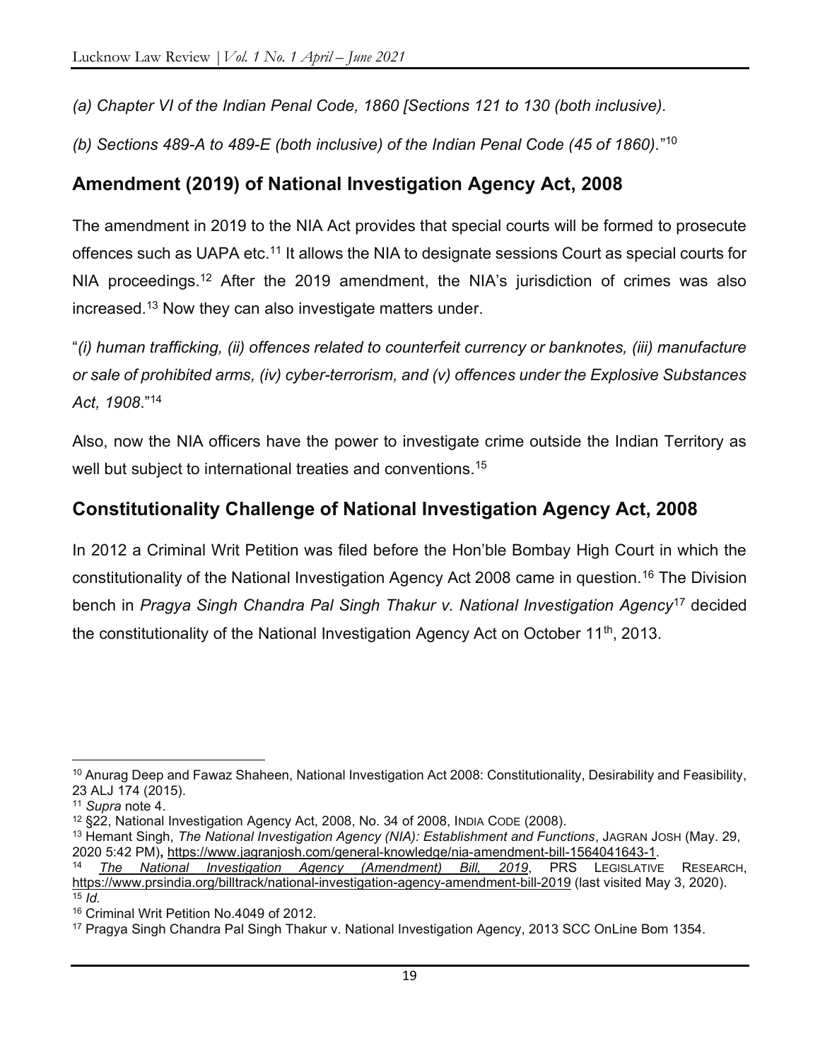*(a) Chapter VI of the Indian Penal Code, 1860 [Sections 121 to 130 (both inclusive).*

*(b) Sections 489-A to 489-E (both inclusive) of the Indian Penal Code (45 of 1860).*"[10]

## Amendment (2019) of National Investigation Agency Act, 2008

The amendment in 2019 to the NIA Act provides that special courts will be formed to prosecute offences such as UAPA etc.[11] It allows the NIA to designate sessions Court as special courts for NIA proceedings.[12] After the 2019 amendment, the NIA's jurisdiction of crimes was also increased.[13] Now they can also investigate matters under.

"*(i) human trafficking, (ii) offences related to counterfeit currency or banknotes, (iii) manufacture or sale of prohibited arms, (iv) cyber-terrorism, and (v) offences under the Explosive Substances Act, 1908*."[14]

Also, now the NIA officers have the power to investigate crime outside the Indian Territory as well but subject to international treaties and conventions.[15]

## Constitutionality Challenge of National Investigation Agency Act, 2008

In 2012 a Criminal Writ Petition was filed before the Hon'ble Bombay High Court in which the constitutionality of the National Investigation Agency Act 2008 came in question.[16] The Division bench in *Pragya Singh Chandra Pal Singh Thakur v. National Investigation Agency*[17] decided the constitutionality of the National Investigation Agency Act on October 11th, 2013.

---

[10] Anurag Deep and Fawaz Shaheen, National Investigation Act 2008: Constitutionality, Desirability and Feasibility, 23 ALJ 174 (2015).

[11] *Supra* note 4.

[12] §22, National Investigation Agency Act, 2008, No. 34 of 2008, INDIA CODE (2008).

[13] Hemant Singh, *The National Investigation Agency (NIA): Establishment and Functions*, JAGRAN JOSH (May. 29, 2020 5:42 PM), https://www.jagranjosh.com/general-knowledge/nia-amendment-bill-1564041643-1.

[14] *The National Investigation Agency (Amendment) Bill, 2019*, PRS LEGISLATIVE RESEARCH, https://www.prsindia.org/billtrack/national-investigation-agency-amendment-bill-2019 (last visited May 3, 2020).

[15] *Id.*

[16] Criminal Writ Petition No.4049 of 2012.

[17] Pragya Singh Chandra Pal Singh Thakur v. National Investigation Agency, 2013 SCC OnLine Bom 1354.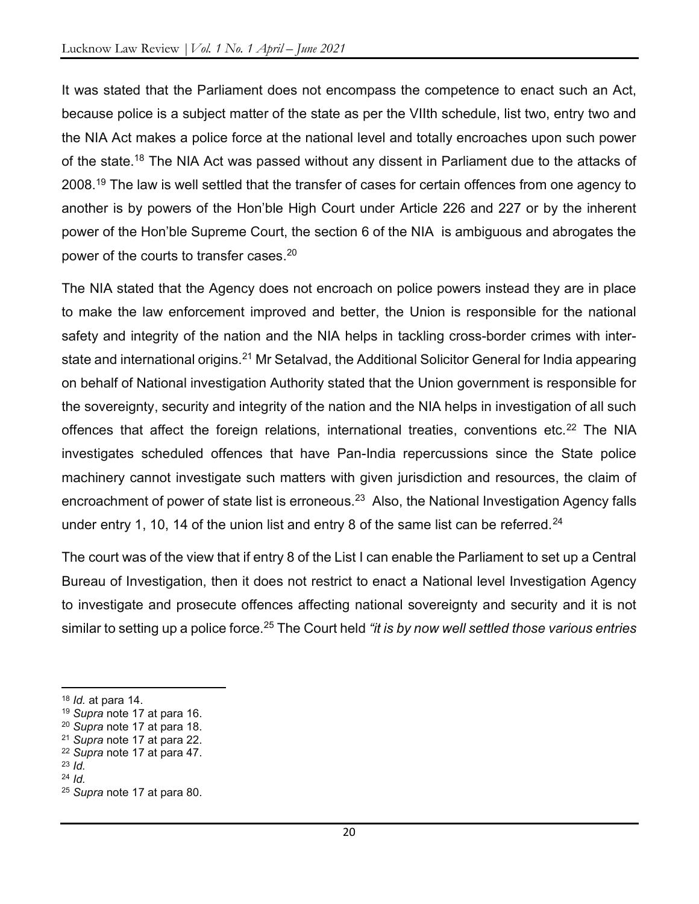It was stated that the Parliament does not encompass the competence to enact such an Act, because police is a subject matter of the state as per the VIIth schedule, list two, entry two and the NIA Act makes a police force at the national level and totally encroaches upon such power of the state.[18] The NIA Act was passed without any dissent in Parliament due to the attacks of 2008.[19] The law is well settled that the transfer of cases for certain offences from one agency to another is by powers of the Hon'ble High Court under Article 226 and 227 or by the inherent power of the Hon'ble Supreme Court, the section 6 of the NIA is ambiguous and abrogates the power of the courts to transfer cases.[20]

The NIA stated that the Agency does not encroach on police powers instead they are in place to make the law enforcement improved and better, the Union is responsible for the national safety and integrity of the nation and the NIA helps in tackling cross-border crimes with inter-state and international origins.[21] Mr Setalvad, the Additional Solicitor General for India appearing on behalf of National investigation Authority stated that the Union government is responsible for the sovereignty, security and integrity of the nation and the NIA helps in investigation of all such offences that affect the foreign relations, international treaties, conventions etc.[22] The NIA investigates scheduled offences that have Pan-India repercussions since the State police machinery cannot investigate such matters with given jurisdiction and resources, the claim of encroachment of power of state list is erroneous.[23] Also, the National Investigation Agency falls under entry 1, 10, 14 of the union list and entry 8 of the same list can be referred.[24]

The court was of the view that if entry 8 of the List I can enable the Parliament to set up a Central Bureau of Investigation, then it does not restrict to enact a National level Investigation Agency to investigate and prosecute offences affecting national sovereignty and security and it is not similar to setting up a police force.[25] The Court held *"it is by now well settled those various entries*

---

[18] *Id.* at para 14.

[19] *Supra* note 17 at para 16.

[20] *Supra* note 17 at para 18.

[21] *Supra* note 17 at para 22.

[22] *Supra* note 17 at para 47.

[23] *Id.*

[24] *Id.*

[25] *Supra* note 17 at para 80.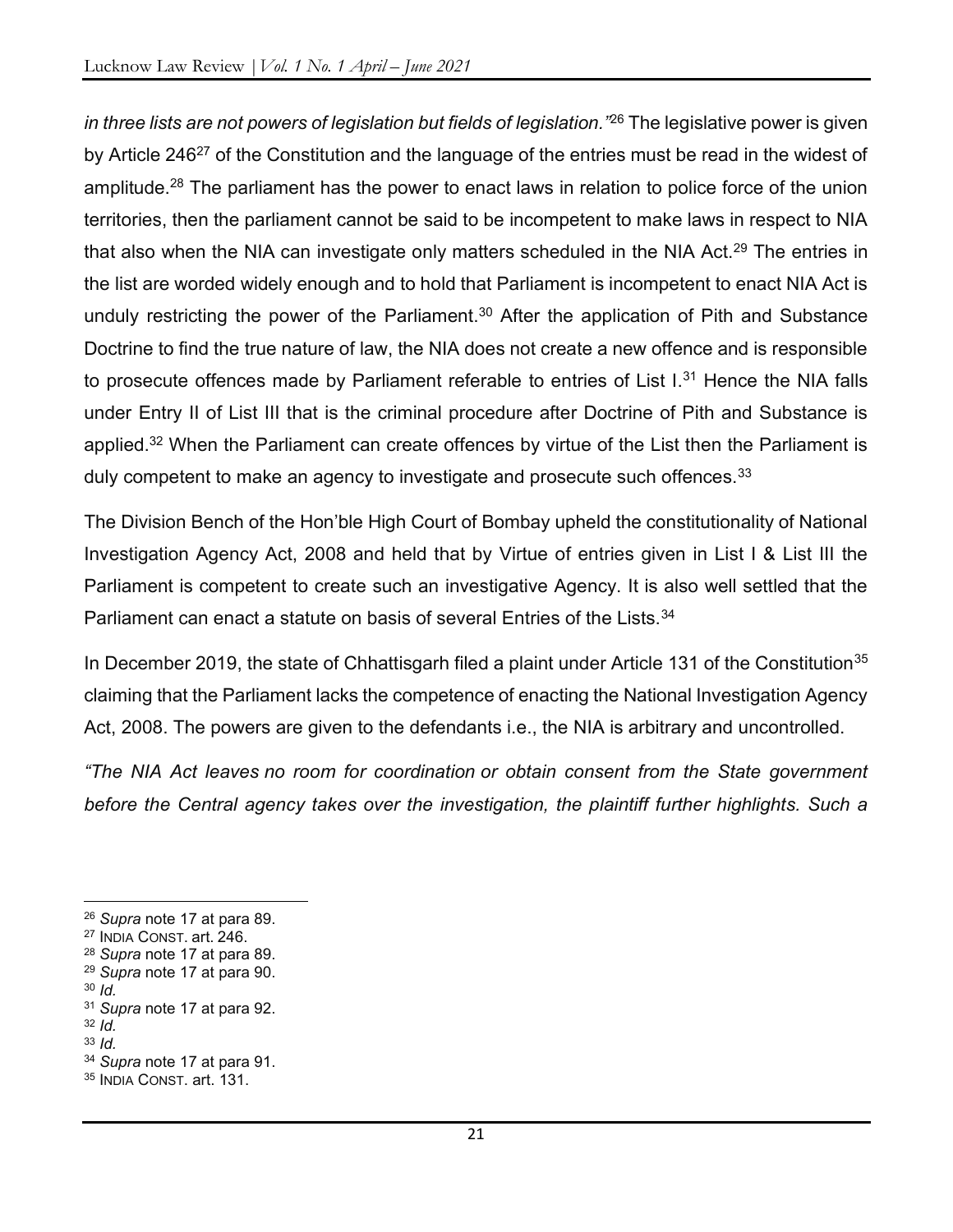*in three lists are not powers of legislation but fields of legislation."*[26] The legislative power is given by Article 246[27] of the Constitution and the language of the entries must be read in the widest of amplitude.[28] The parliament has the power to enact laws in relation to police force of the union territories, then the parliament cannot be said to be incompetent to make laws in respect to NIA that also when the NIA can investigate only matters scheduled in the NIA Act.[29] The entries in the list are worded widely enough and to hold that Parliament is incompetent to enact NIA Act is unduly restricting the power of the Parliament.[30] After the application of Pith and Substance Doctrine to find the true nature of law, the NIA does not create a new offence and is responsible to prosecute offences made by Parliament referable to entries of List I.[31] Hence the NIA falls under Entry II of List III that is the criminal procedure after Doctrine of Pith and Substance is applied.[32] When the Parliament can create offences by virtue of the List then the Parliament is duly competent to make an agency to investigate and prosecute such offences.[33]

The Division Bench of the Hon'ble High Court of Bombay upheld the constitutionality of National Investigation Agency Act, 2008 and held that by Virtue of entries given in List I & List III the Parliament is competent to create such an investigative Agency. It is also well settled that the Parliament can enact a statute on basis of several Entries of the Lists.[34]

In December 2019, the state of Chhattisgarh filed a plaint under Article 131 of the Constitution[35] claiming that the Parliament lacks the competence of enacting the National Investigation Agency Act, 2008. The powers are given to the defendants i.e., the NIA is arbitrary and uncontrolled.

*"The NIA Act leaves no room for coordination or obtain consent from the State government before the Central agency takes over the investigation, the plaintiff further highlights. Such a*

---

[26] *Supra* note 17 at para 89.
[27] INDIA CONST. art. 246.
[28] *Supra* note 17 at para 89.
[29] *Supra* note 17 at para 90.
[30] *Id.*
[31] *Supra* note 17 at para 92.
[32] *Id.*
[33] *Id.*
[34] *Supra* note 17 at para 91.
[35] INDIA CONST. art. 131.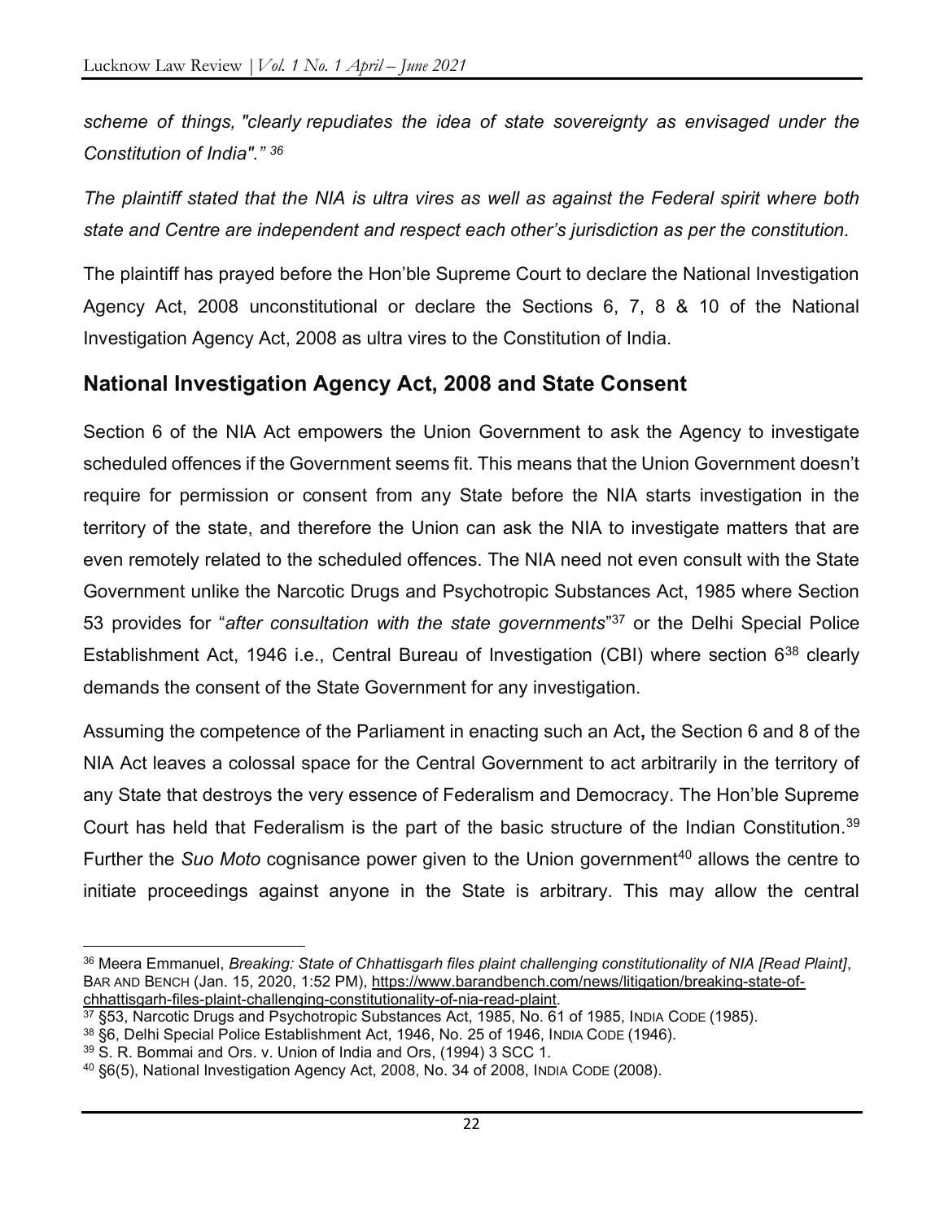*scheme of things, "clearly repudiates the idea of state sovereignty as envisaged under the Constitution of India"."* [36]

*The plaintiff stated that the NIA is ultra vires as well as against the Federal spirit where both state and Centre are independent and respect each other's jurisdiction as per the constitution.*

The plaintiff has prayed before the Hon'ble Supreme Court to declare the National Investigation Agency Act, 2008 unconstitutional or declare the Sections 6, 7, 8 & 10 of the National Investigation Agency Act, 2008 as ultra vires to the Constitution of India.

## National Investigation Agency Act, 2008 and State Consent

Section 6 of the NIA Act empowers the Union Government to ask the Agency to investigate scheduled offences if the Government seems fit. This means that the Union Government doesn't require for permission or consent from any State before the NIA starts investigation in the territory of the state, and therefore the Union can ask the NIA to investigate matters that are even remotely related to the scheduled offences. The NIA need not even consult with the State Government unlike the Narcotic Drugs and Psychotropic Substances Act, 1985 where Section 53 provides for "*after consultation with the state governments*"[37] or the Delhi Special Police Establishment Act, 1946 i.e., Central Bureau of Investigation (CBI) where section 6[38] clearly demands the consent of the State Government for any investigation.

Assuming the competence of the Parliament in enacting such an Act**,** the Section 6 and 8 of the NIA Act leaves a colossal space for the Central Government to act arbitrarily in the territory of any State that destroys the very essence of Federalism and Democracy. The Hon'ble Supreme Court has held that Federalism is the part of the basic structure of the Indian Constitution.[39] Further the *Suo Moto* cognisance power given to the Union government[40] allows the centre to initiate proceedings against anyone in the State is arbitrary. This may allow the central

---

[36] Meera Emmanuel, *Breaking: State of Chhattisgarh files plaint challenging constitutionality of NIA [Read Plaint]*, BAR AND BENCH (Jan. 15, 2020, 1:52 PM), https://www.barandbench.com/news/litigation/breaking-state-of-chhattisgarh-files-plaint-challenging-constitutionality-of-nia-read-plaint.

[37] §53, Narcotic Drugs and Psychotropic Substances Act, 1985, No. 61 of 1985, INDIA CODE (1985).

[38] §6, Delhi Special Police Establishment Act, 1946, No. 25 of 1946, INDIA CODE (1946).

[39] S. R. Bommai and Ors. v. Union of India and Ors, (1994) 3 SCC 1.

[40] §6(5), National Investigation Agency Act, 2008, No. 34 of 2008, INDIA CODE (2008).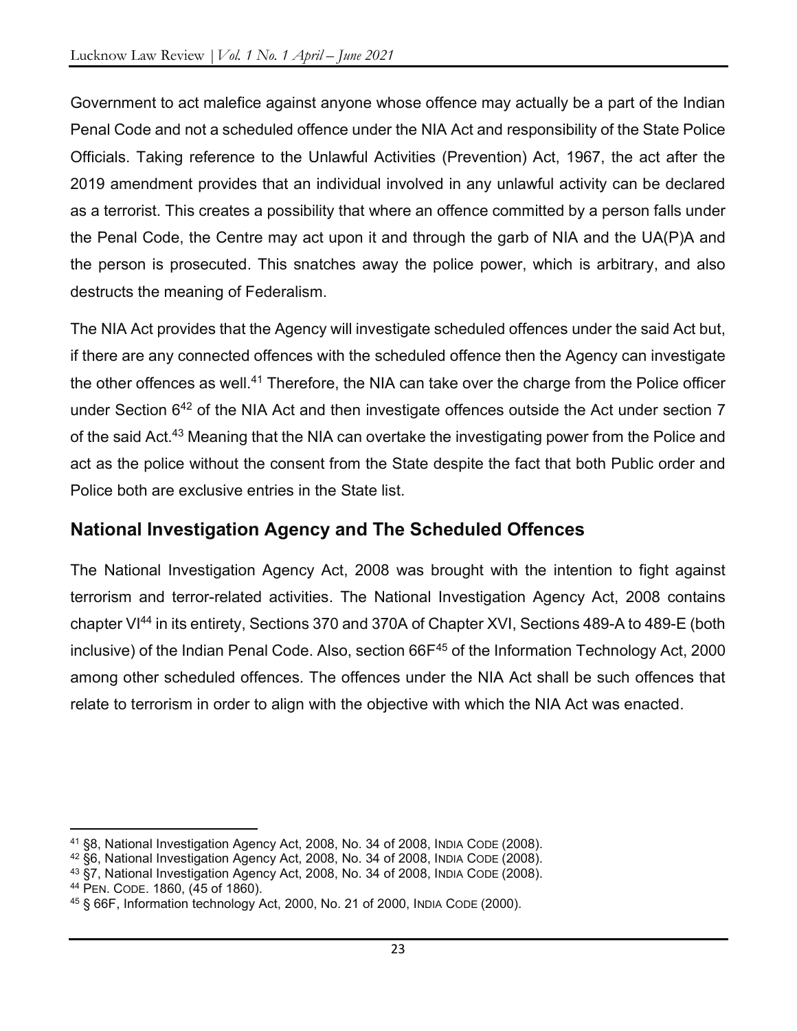Government to act malefice against anyone whose offence may actually be a part of the Indian Penal Code and not a scheduled offence under the NIA Act and responsibility of the State Police Officials. Taking reference to the Unlawful Activities (Prevention) Act, 1967, the act after the 2019 amendment provides that an individual involved in any unlawful activity can be declared as a terrorist. This creates a possibility that where an offence committed by a person falls under the Penal Code, the Centre may act upon it and through the garb of NIA and the UA(P)A and the person is prosecuted. This snatches away the police power, which is arbitrary, and also destructs the meaning of Federalism.

The NIA Act provides that the Agency will investigate scheduled offences under the said Act but, if there are any connected offences with the scheduled offence then the Agency can investigate the other offences as well.[41] Therefore, the NIA can take over the charge from the Police officer under Section 6[42] of the NIA Act and then investigate offences outside the Act under section 7 of the said Act.[43] Meaning that the NIA can overtake the investigating power from the Police and act as the police without the consent from the State despite the fact that both Public order and Police both are exclusive entries in the State list.

## National Investigation Agency and The Scheduled Offences

The National Investigation Agency Act, 2008 was brought with the intention to fight against terrorism and terror-related activities. The National Investigation Agency Act, 2008 contains chapter VI[44] in its entirety, Sections 370 and 370A of Chapter XVI, Sections 489-A to 489-E (both inclusive) of the Indian Penal Code. Also, section 66F[45] of the Information Technology Act, 2000 among other scheduled offences. The offences under the NIA Act shall be such offences that relate to terrorism in order to align with the objective with which the NIA Act was enacted.

---

[41] §8, National Investigation Agency Act, 2008, No. 34 of 2008, INDIA CODE (2008).

[42] §6, National Investigation Agency Act, 2008, No. 34 of 2008, INDIA CODE (2008).

[43] §7, National Investigation Agency Act, 2008, No. 34 of 2008, INDIA CODE (2008).

[44] PEN. CODE. 1860, (45 of 1860).

[45] § 66F, Information technology Act, 2000, No. 21 of 2000, INDIA CODE (2000).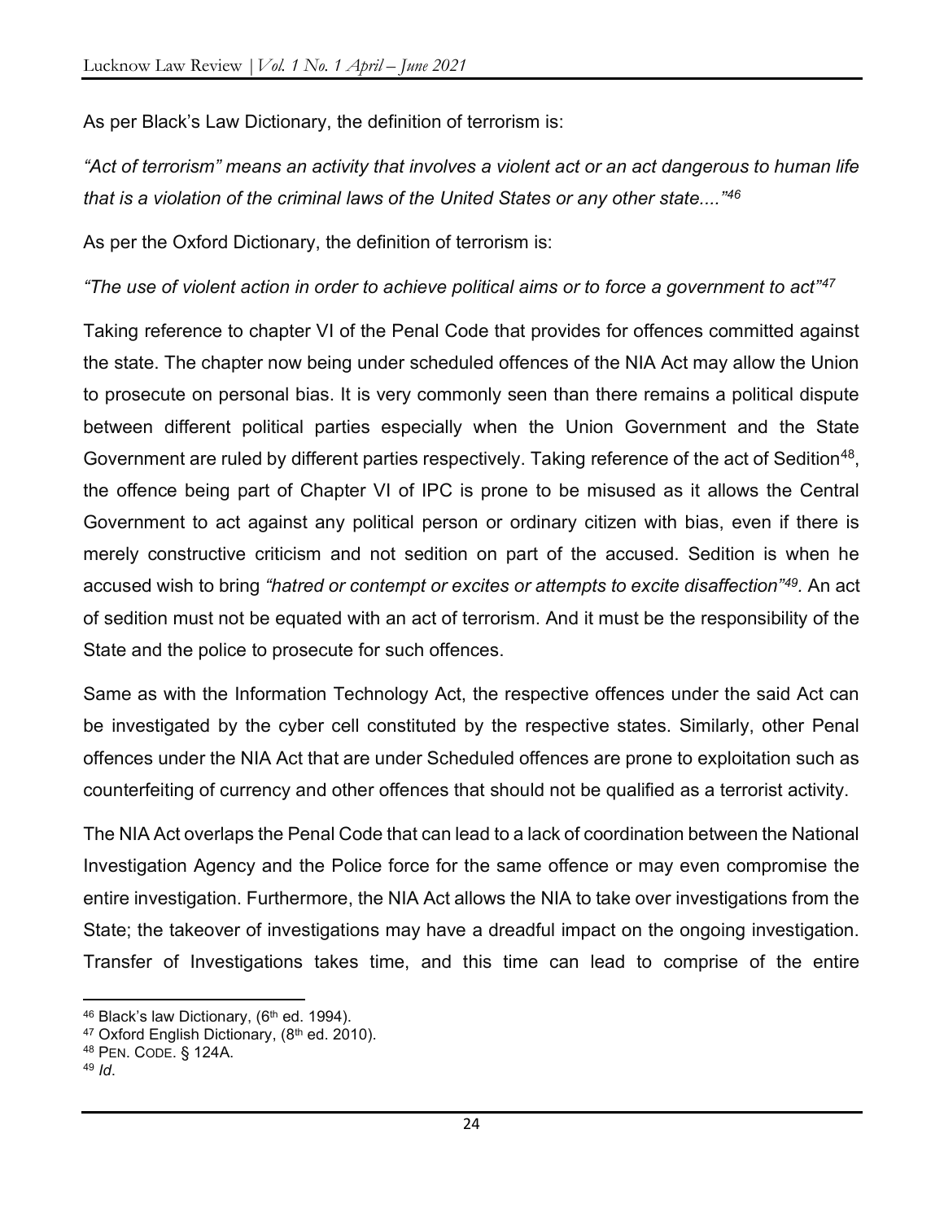As per Black's Law Dictionary, the definition of terrorism is:

*"Act of terrorism" means an activity that involves a violent act or an act dangerous to human life that is a violation of the criminal laws of the United States or any other state...."*[46]

As per the Oxford Dictionary, the definition of terrorism is:

*"The use of violent action in order to achieve political aims or to force a government to act"*[47]

Taking reference to chapter VI of the Penal Code that provides for offences committed against the state. The chapter now being under scheduled offences of the NIA Act may allow the Union to prosecute on personal bias. It is very commonly seen than there remains a political dispute between different political parties especially when the Union Government and the State Government are ruled by different parties respectively. Taking reference of the act of Sedition[48], the offence being part of Chapter VI of IPC is prone to be misused as it allows the Central Government to act against any political person or ordinary citizen with bias, even if there is merely constructive criticism and not sedition on part of the accused. Sedition is when he accused wish to bring *"hatred or contempt or excites or attempts to excite disaffection"*[49]. An act of sedition must not be equated with an act of terrorism. And it must be the responsibility of the State and the police to prosecute for such offences.

Same as with the Information Technology Act, the respective offences under the said Act can be investigated by the cyber cell constituted by the respective states. Similarly, other Penal offences under the NIA Act that are under Scheduled offences are prone to exploitation such as counterfeiting of currency and other offences that should not be qualified as a terrorist activity.

The NIA Act overlaps the Penal Code that can lead to a lack of coordination between the National Investigation Agency and the Police force for the same offence or may even compromise the entire investigation. Furthermore, the NIA Act allows the NIA to take over investigations from the State; the takeover of investigations may have a dreadful impact on the ongoing investigation. Transfer of Investigations takes time, and this time can lead to comprise of the entire

---

[46] Black's law Dictionary, (6th ed. 1994).

[47] Oxford English Dictionary, (8th ed. 2010).

[48] PEN. CODE. § 124A.

[49] *Id*.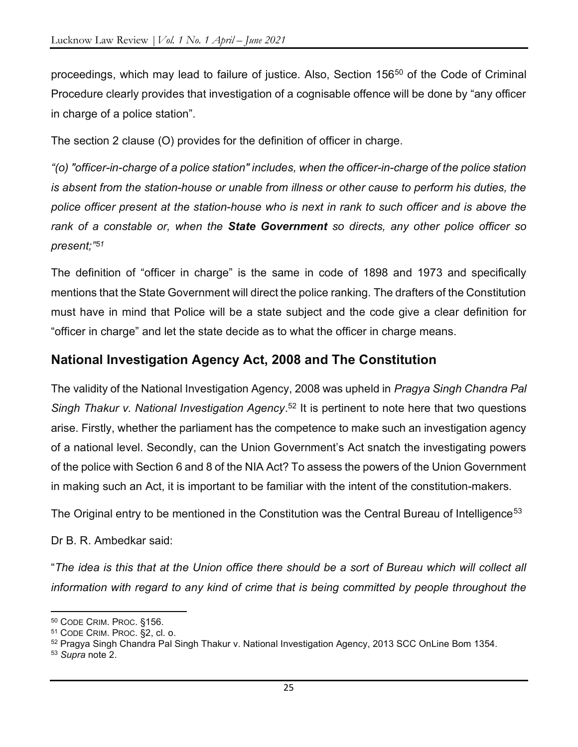proceedings, which may lead to failure of justice. Also, Section 156[50] of the Code of Criminal Procedure clearly provides that investigation of a cognisable offence will be done by "any officer in charge of a police station".

The section 2 clause (O) provides for the definition of officer in charge.

*"(o) "officer-in-charge of a police station" includes, when the officer-in-charge of the police station is absent from the station-house or unable from illness or other cause to perform his duties, the police officer present at the station-house who is next in rank to such officer and is above the rank of a constable or, when the* ***State Government*** *so directs, any other police officer so present;"*[51]

The definition of "officer in charge" is the same in code of 1898 and 1973 and specifically mentions that the State Government will direct the police ranking. The drafters of the Constitution must have in mind that Police will be a state subject and the code give a clear definition for "officer in charge" and let the state decide as to what the officer in charge means.

## National Investigation Agency Act, 2008 and The Constitution

The validity of the National Investigation Agency, 2008 was upheld in *Pragya Singh Chandra Pal Singh Thakur v. National Investigation Agency*.[52] It is pertinent to note here that two questions arise. Firstly, whether the parliament has the competence to make such an investigation agency of a national level. Secondly, can the Union Government's Act snatch the investigating powers of the police with Section 6 and 8 of the NIA Act? To assess the powers of the Union Government in making such an Act, it is important to be familiar with the intent of the constitution-makers.

The Original entry to be mentioned in the Constitution was the Central Bureau of Intelligence[53]

Dr B. R. Ambedkar said:

"*The idea is this that at the Union office there should be a sort of Bureau which will collect all information with regard to any kind of crime that is being committed by people throughout the*

---

[50] CODE CRIM. PROC. §156.

[51] CODE CRIM. PROC. §2, cl. o.

[52] Pragya Singh Chandra Pal Singh Thakur v. National Investigation Agency, 2013 SCC OnLine Bom 1354.

[53] *Supra* note 2.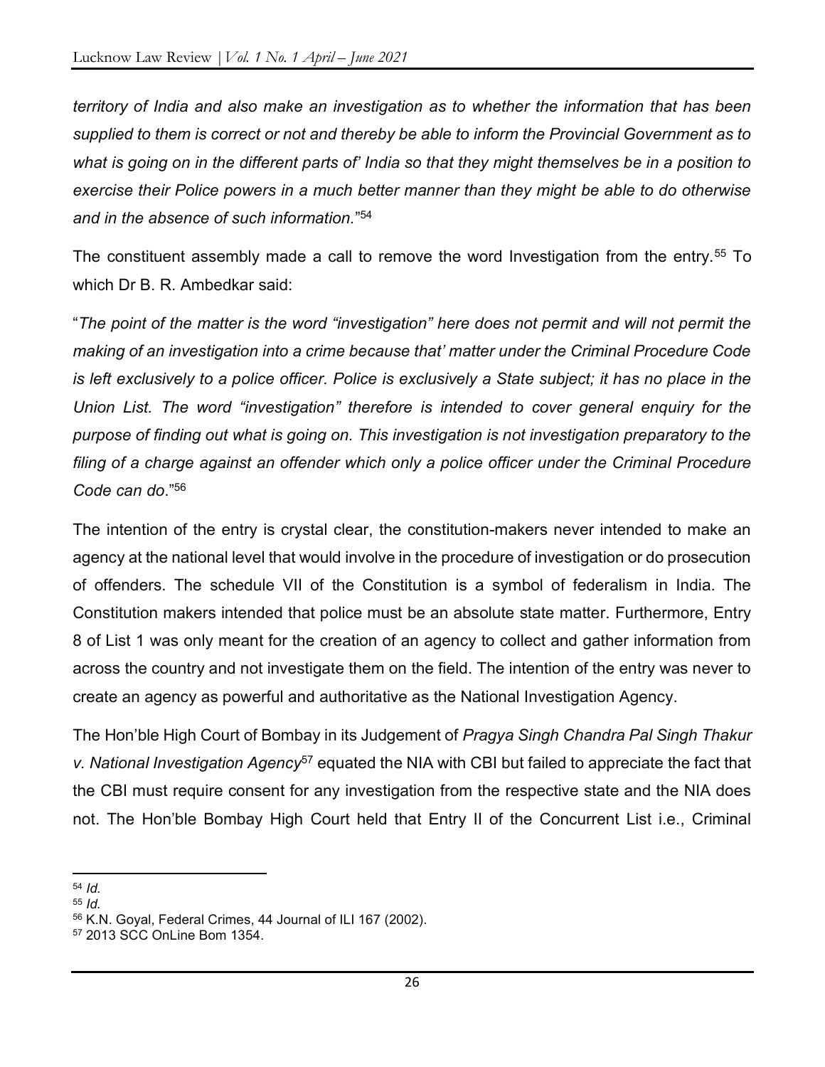*territory of India and also make an investigation as to whether the information that has been supplied to them is correct or not and thereby be able to inform the Provincial Government as to what is going on in the different parts of' India so that they might themselves be in a position to exercise their Police powers in a much better manner than they might be able to do otherwise and in the absence of such information.*"[54]

The constituent assembly made a call to remove the word Investigation from the entry.[55] To which Dr B. R. Ambedkar said:

"*The point of the matter is the word "investigation" here does not permit and will not permit the making of an investigation into a crime because that' matter under the Criminal Procedure Code is left exclusively to a police officer. Police is exclusively a State subject; it has no place in the Union List. The word "investigation" therefore is intended to cover general enquiry for the purpose of finding out what is going on. This investigation is not investigation preparatory to the filing of a charge against an offender which only a police officer under the Criminal Procedure Code can do*."[56]

The intention of the entry is crystal clear, the constitution-makers never intended to make an agency at the national level that would involve in the procedure of investigation or do prosecution of offenders. The schedule VII of the Constitution is a symbol of federalism in India. The Constitution makers intended that police must be an absolute state matter. Furthermore, Entry 8 of List 1 was only meant for the creation of an agency to collect and gather information from across the country and not investigate them on the field. The intention of the entry was never to create an agency as powerful and authoritative as the National Investigation Agency.

The Hon'ble High Court of Bombay in its Judgement of *Pragya Singh Chandra Pal Singh Thakur v. National Investigation Agency*[57] equated the NIA with CBI but failed to appreciate the fact that the CBI must require consent for any investigation from the respective state and the NIA does not. The Hon'ble Bombay High Court held that Entry II of the Concurrent List i.e., Criminal

---

[54] *Id.*

[55] *Id.*

[56] K.N. Goyal, Federal Crimes, 44 Journal of ILI 167 (2002).

[57] 2013 SCC OnLine Bom 1354.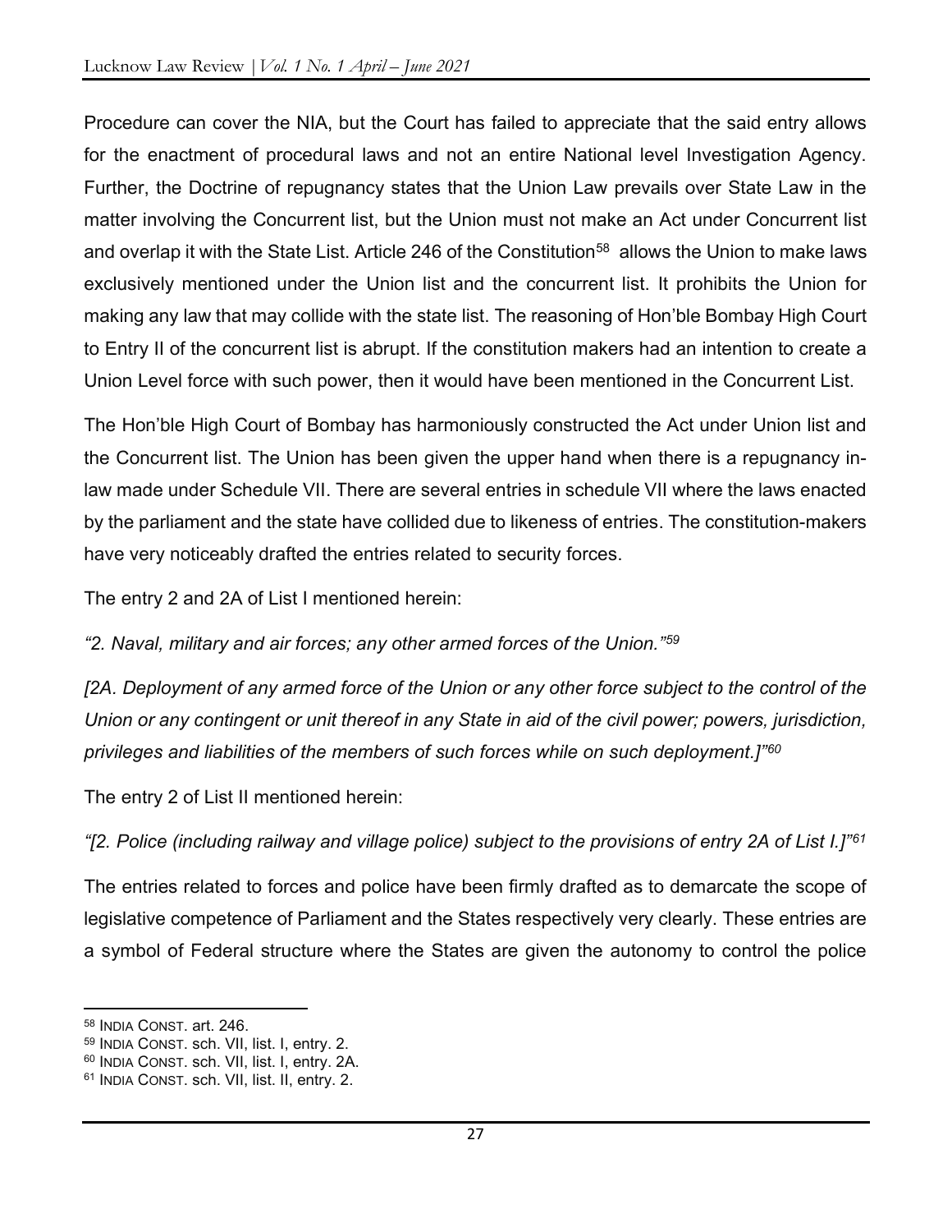Procedure can cover the NIA, but the Court has failed to appreciate that the said entry allows for the enactment of procedural laws and not an entire National level Investigation Agency. Further, the Doctrine of repugnancy states that the Union Law prevails over State Law in the matter involving the Concurrent list, but the Union must not make an Act under Concurrent list and overlap it with the State List. Article 246 of the Constitution[58] allows the Union to make laws exclusively mentioned under the Union list and the concurrent list. It prohibits the Union for making any law that may collide with the state list. The reasoning of Hon'ble Bombay High Court to Entry II of the concurrent list is abrupt. If the constitution makers had an intention to create a Union Level force with such power, then it would have been mentioned in the Concurrent List.

The Hon'ble High Court of Bombay has harmoniously constructed the Act under Union list and the Concurrent list. The Union has been given the upper hand when there is a repugnancy in-law made under Schedule VII. There are several entries in schedule VII where the laws enacted by the parliament and the state have collided due to likeness of entries. The constitution-makers have very noticeably drafted the entries related to security forces.

The entry 2 and 2A of List I mentioned herein:

*"2. Naval, military and air forces; any other armed forces of the Union."*[59]

*[2A. Deployment of any armed force of the Union or any other force subject to the control of the Union or any contingent or unit thereof in any State in aid of the civil power; powers, jurisdiction, privileges and liabilities of the members of such forces while on such deployment.]"*[60]

The entry 2 of List II mentioned herein:

*"[2. Police (including railway and village police) subject to the provisions of entry 2A of List I.]"*[61]

The entries related to forces and police have been firmly drafted as to demarcate the scope of legislative competence of Parliament and the States respectively very clearly. These entries are a symbol of Federal structure where the States are given the autonomy to control the police

---

[58] INDIA CONST. art. 246.

[59] INDIA CONST. sch. VII, list. I, entry. 2.

[60] INDIA CONST. sch. VII, list. I, entry. 2A.

[61] INDIA CONST. sch. VII, list. II, entry. 2.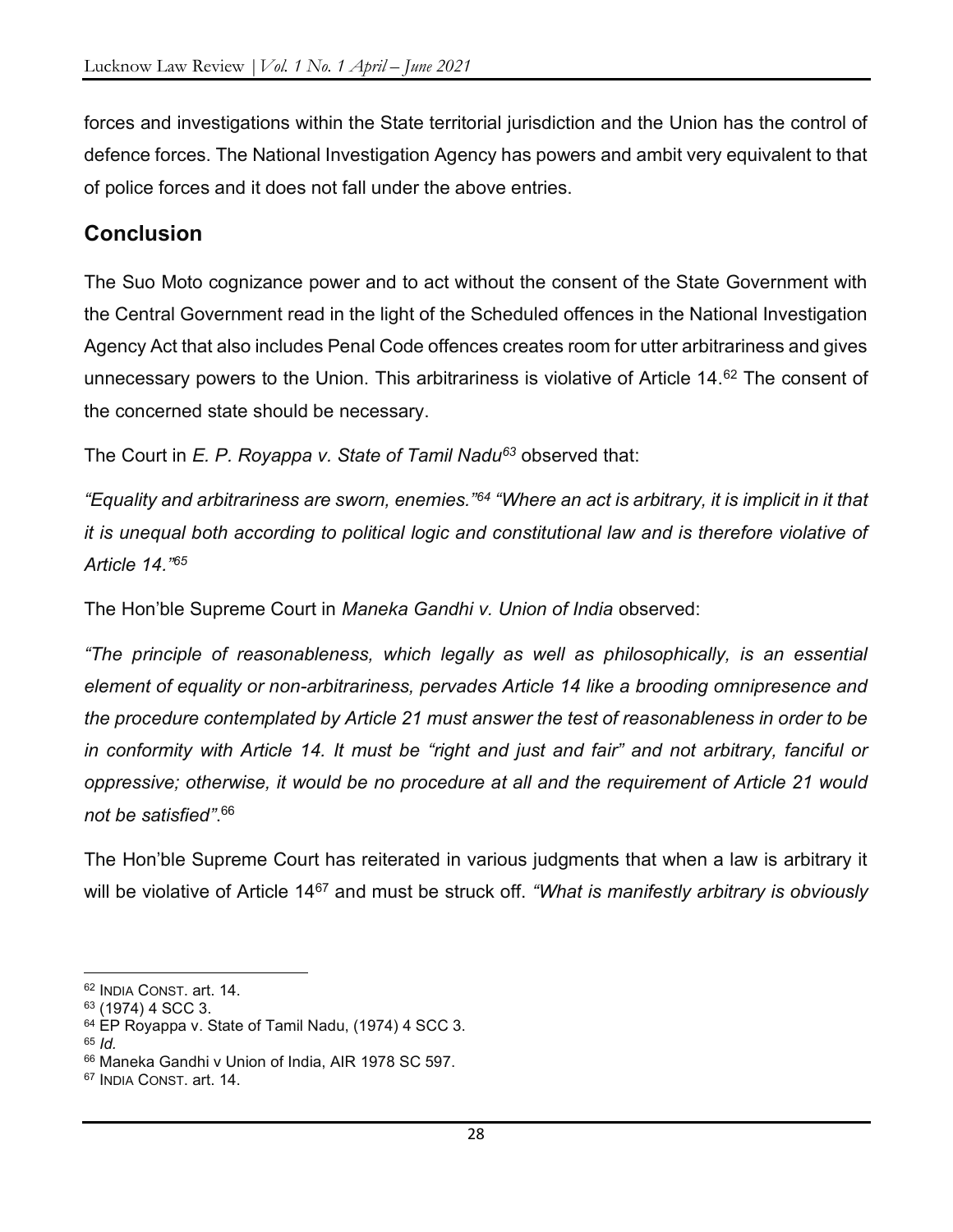forces and investigations within the State territorial jurisdiction and the Union has the control of defence forces. The National Investigation Agency has powers and ambit very equivalent to that of police forces and it does not fall under the above entries.

## Conclusion

The Suo Moto cognizance power and to act without the consent of the State Government with the Central Government read in the light of the Scheduled offences in the National Investigation Agency Act that also includes Penal Code offences creates room for utter arbitrariness and gives unnecessary powers to the Union. This arbitrariness is violative of Article 14.[62] The consent of the concerned state should be necessary.

The Court in *E. P. Royappa v. State of Tamil Nadu*[63] observed that:

*"Equality and arbitrariness are sworn, enemies."*[64] *"Where an act is arbitrary, it is implicit in it that it is unequal both according to political logic and constitutional law and is therefore violative of Article 14."*[65]

The Hon'ble Supreme Court in *Maneka Gandhi v. Union of India* observed:

*"The principle of reasonableness, which legally as well as philosophically, is an essential element of equality or non-arbitrariness, pervades Article 14 like a brooding omnipresence and the procedure contemplated by Article 21 must answer the test of reasonableness in order to be in conformity with Article 14. It must be "right and just and fair" and not arbitrary, fanciful or oppressive; otherwise, it would be no procedure at all and the requirement of Article 21 would not be satisfied"*.[66]

The Hon'ble Supreme Court has reiterated in various judgments that when a law is arbitrary it will be violative of Article 14[67] and must be struck off. *"What is manifestly arbitrary is obviously*

---

[62] INDIA CONST. art. 14.

[63] (1974) 4 SCC 3.

[64] EP Royappa v. State of Tamil Nadu, (1974) 4 SCC 3.

[65] *Id.*

[66] Maneka Gandhi v Union of India, AIR 1978 SC 597.

[67] INDIA CONST. art. 14.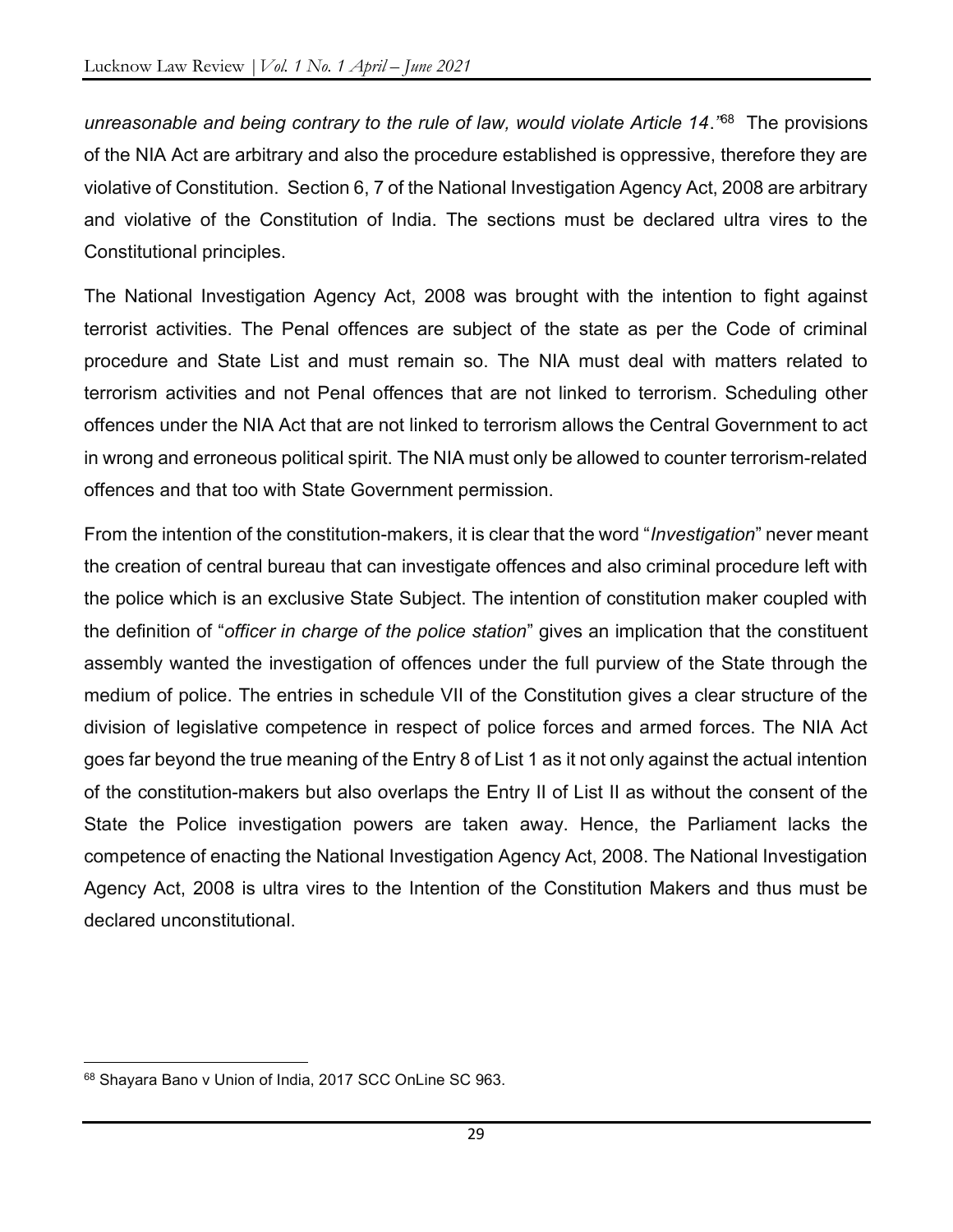*unreasonable and being contrary to the rule of law, would violate Article 14*.'[68] The provisions of the NIA Act are arbitrary and also the procedure established is oppressive, therefore they are violative of Constitution. Section 6, 7 of the National Investigation Agency Act, 2008 are arbitrary and violative of the Constitution of India. The sections must be declared ultra vires to the Constitutional principles.

The National Investigation Agency Act, 2008 was brought with the intention to fight against terrorist activities. The Penal offences are subject of the state as per the Code of criminal procedure and State List and must remain so. The NIA must deal with matters related to terrorism activities and not Penal offences that are not linked to terrorism. Scheduling other offences under the NIA Act that are not linked to terrorism allows the Central Government to act in wrong and erroneous political spirit. The NIA must only be allowed to counter terrorism-related offences and that too with State Government permission.

From the intention of the constitution-makers, it is clear that the word "*Investigation*" never meant the creation of central bureau that can investigate offences and also criminal procedure left with the police which is an exclusive State Subject. The intention of constitution maker coupled with the definition of "*officer in charge of the police station*" gives an implication that the constituent assembly wanted the investigation of offences under the full purview of the State through the medium of police. The entries in schedule VII of the Constitution gives a clear structure of the division of legislative competence in respect of police forces and armed forces. The NIA Act goes far beyond the true meaning of the Entry 8 of List 1 as it not only against the actual intention of the constitution-makers but also overlaps the Entry II of List II as without the consent of the State the Police investigation powers are taken away. Hence, the Parliament lacks the competence of enacting the National Investigation Agency Act, 2008. The National Investigation Agency Act, 2008 is ultra vires to the Intention of the Constitution Makers and thus must be declared unconstitutional.

---

[68] Shayara Bano v Union of India, 2017 SCC OnLine SC 963.